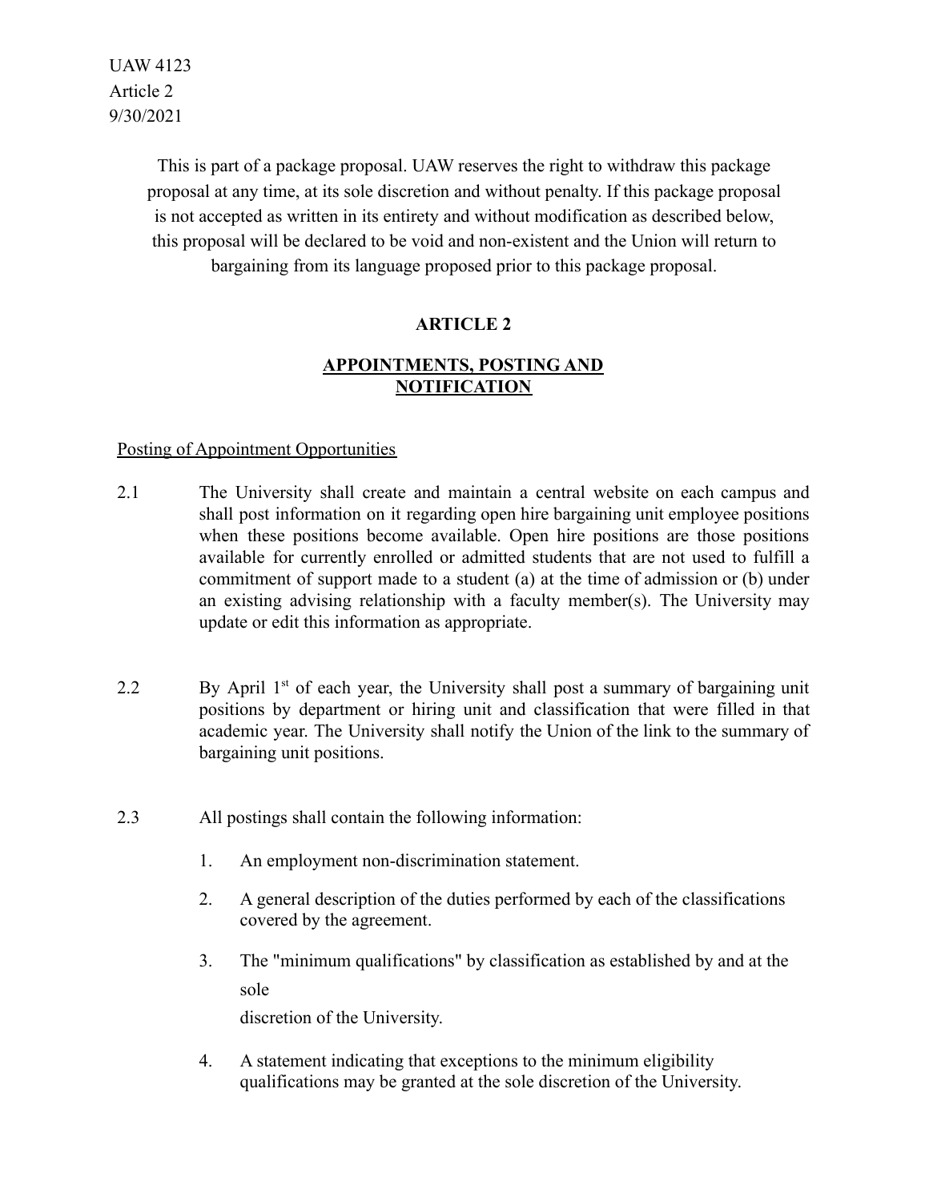UAW 4123
Article 2
9/30/2021

This is part of a package proposal. UAW reserves the right to withdraw this package proposal at any time, at its sole discretion and without penalty. If this package proposal is not accepted as written in its entirety and without modification as described below, this proposal will be declared to be void and non-existent and the Union will return to bargaining from its language proposed prior to this package proposal.

# ARTICLE 2

## APPOINTMENTS, POSTING AND NOTIFICATION

Posting of Appointment Opportunities

2.1 The University shall create and maintain a central website on each campus and shall post information on it regarding open hire bargaining unit employee positions when these positions become available. Open hire positions are those positions available for currently enrolled or admitted students that are not used to fulfill a commitment of support made to a student (a) at the time of admission or (b) under an existing advising relationship with a faculty member(s). The University may update or edit this information as appropriate.

2.2 By April 1st of each year, the University shall post a summary of bargaining unit positions by department or hiring unit and classification that were filled in that academic year. The University shall notify the Union of the link to the summary of bargaining unit positions.

2.3 All postings shall contain the following information:

1. An employment non-discrimination statement.
2. A general description of the duties performed by each of the classifications covered by the agreement.
3. The "minimum qualifications" by classification as established by and at the sole discretion of the University.
4. A statement indicating that exceptions to the minimum eligibility qualifications may be granted at the sole discretion of the University.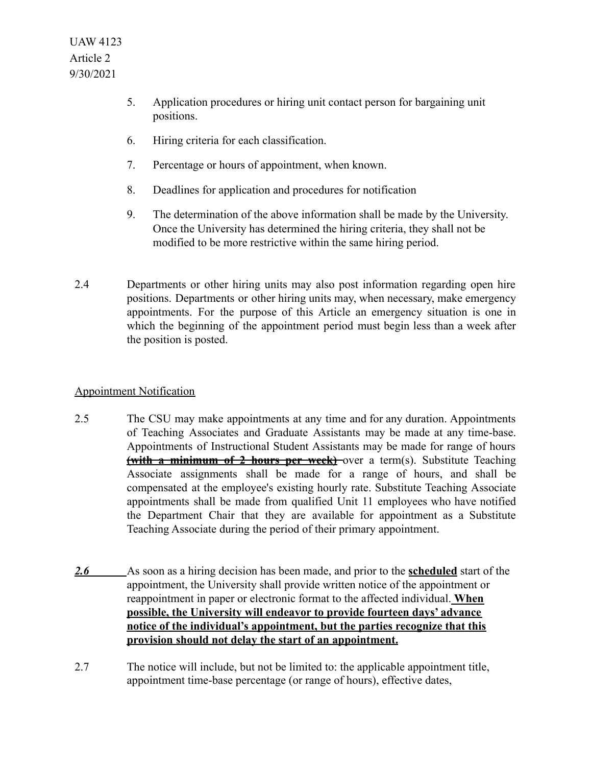5. Application procedures or hiring unit contact person for bargaining unit positions.

6. Hiring criteria for each classification.

7. Percentage or hours of appointment, when known.

8. Deadlines for application and procedures for notification

9. The determination of the above information shall be made by the University. Once the University has determined the hiring criteria, they shall not be modified to be more restrictive within the same hiring period.

2.4 Departments or other hiring units may also post information regarding open hire positions. Departments or other hiring units may, when necessary, make emergency appointments. For the purpose of this Article an emergency situation is one in which the beginning of the appointment period must begin less than a week after the position is posted.

Appointment Notification

2.5 The CSU may make appointments at any time and for any duration. Appointments of Teaching Associates and Graduate Assistants may be made at any time-base. Appointments of Instructional Student Assistants may be made for range of hours ~~**(with a minimum of 2 hours per week)**~~ over a term(s). Substitute Teaching Associate assignments shall be made for a range of hours, and shall be compensated at the employee's existing hourly rate. Substitute Teaching Associate appointments shall be made from qualified Unit 11 employees who have notified the Department Chair that they are available for appointment as a Substitute Teaching Associate during the period of their primary appointment.

***2.6*** As soon as a hiring decision has been made, and prior to the **scheduled** start of the appointment, the University shall provide written notice of the appointment or reappointment in paper or electronic format to the affected individual. **When possible, the University will endeavor to provide fourteen days' advance notice of the individual's appointment, but the parties recognize that this provision should not delay the start of an appointment.**

2.7 The notice will include, but not be limited to: the applicable appointment title, appointment time-base percentage (or range of hours), effective dates,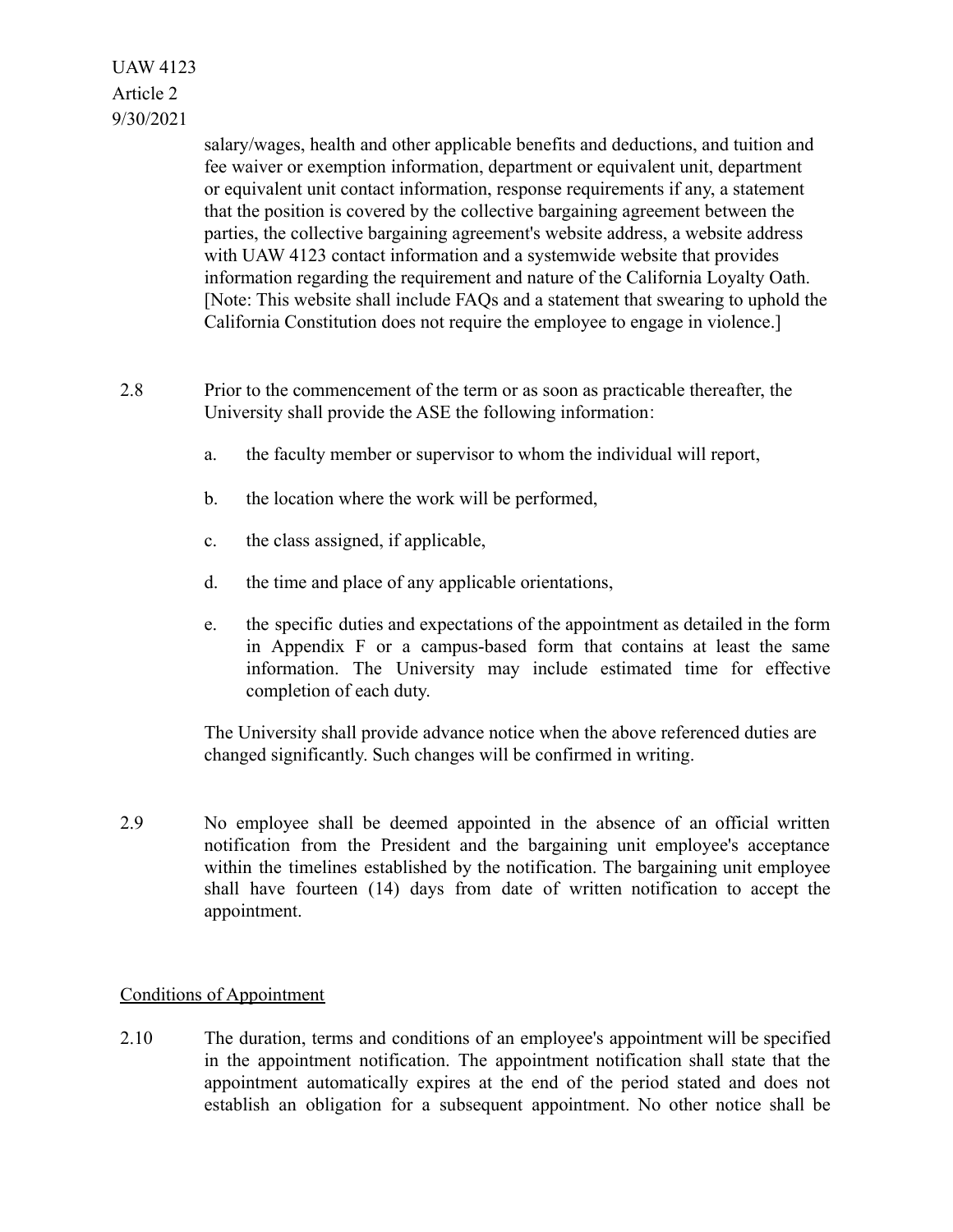salary/wages, health and other applicable benefits and deductions, and tuition and fee waiver or exemption information, department or equivalent unit, department or equivalent unit contact information, response requirements if any, a statement that the position is covered by the collective bargaining agreement between the parties, the collective bargaining agreement's website address, a website address with UAW 4123 contact information and a systemwide website that provides information regarding the requirement and nature of the California Loyalty Oath. [Note: This website shall include FAQs and a statement that swearing to uphold the California Constitution does not require the employee to engage in violence.]

2.8 Prior to the commencement of the term or as soon as practicable thereafter, the University shall provide the ASE the following information:

a. the faculty member or supervisor to whom the individual will report,

b. the location where the work will be performed,

c. the class assigned, if applicable,

d. the time and place of any applicable orientations,

e. the specific duties and expectations of the appointment as detailed in the form in Appendix F or a campus-based form that contains at least the same information. The University may include estimated time for effective completion of each duty.

The University shall provide advance notice when the above referenced duties are changed significantly. Such changes will be confirmed in writing.

2.9 No employee shall be deemed appointed in the absence of an official written notification from the President and the bargaining unit employee's acceptance within the timelines established by the notification. The bargaining unit employee shall have fourteen (14) days from date of written notification to accept the appointment.

## Conditions of Appointment

2.10 The duration, terms and conditions of an employee's appointment will be specified in the appointment notification. The appointment notification shall state that the appointment automatically expires at the end of the period stated and does not establish an obligation for a subsequent appointment. No other notice shall be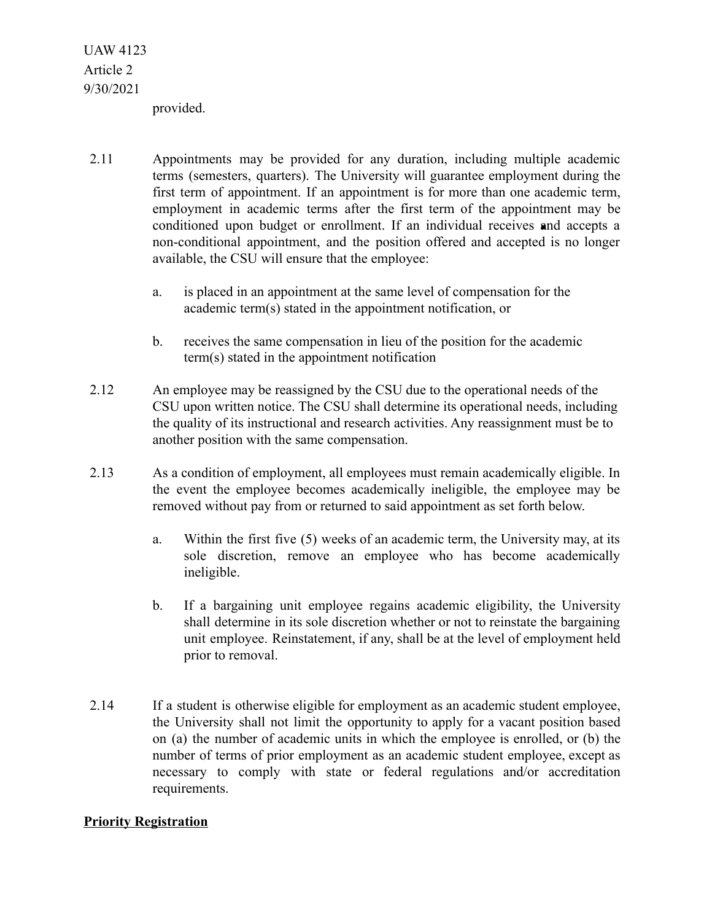provided.

2.11 Appointments may be provided for any duration, including multiple academic terms (semesters, quarters). The University will guarantee employment during the first term of appointment. If an appointment is for more than one academic term, employment in academic terms after the first term of the appointment may be conditioned upon budget or enrollment. If an individual receives and accepts a non-conditional appointment, and the position offered and accepted is no longer available, the CSU will ensure that the employee:

a. is placed in an appointment at the same level of compensation for the academic term(s) stated in the appointment notification, or

b. receives the same compensation in lieu of the position for the academic term(s) stated in the appointment notification

2.12 An employee may be reassigned by the CSU due to the operational needs of the CSU upon written notice. The CSU shall determine its operational needs, including the quality of its instructional and research activities. Any reassignment must be to another position with the same compensation.

2.13 As a condition of employment, all employees must remain academically eligible. In the event the employee becomes academically ineligible, the employee may be removed without pay from or returned to said appointment as set forth below.

a. Within the first five (5) weeks of an academic term, the University may, at its sole discretion, remove an employee who has become academically ineligible.

b. If a bargaining unit employee regains academic eligibility, the University shall determine in its sole discretion whether or not to reinstate the bargaining unit employee. Reinstatement, if any, shall be at the level of employment held prior to removal.

2.14 If a student is otherwise eligible for employment as an academic student employee, the University shall not limit the opportunity to apply for a vacant position based on (a) the number of academic units in which the employee is enrolled, or (b) the number of terms of prior employment as an academic student employee, except as necessary to comply with state or federal regulations and/or accreditation requirements.

**Priority Registration**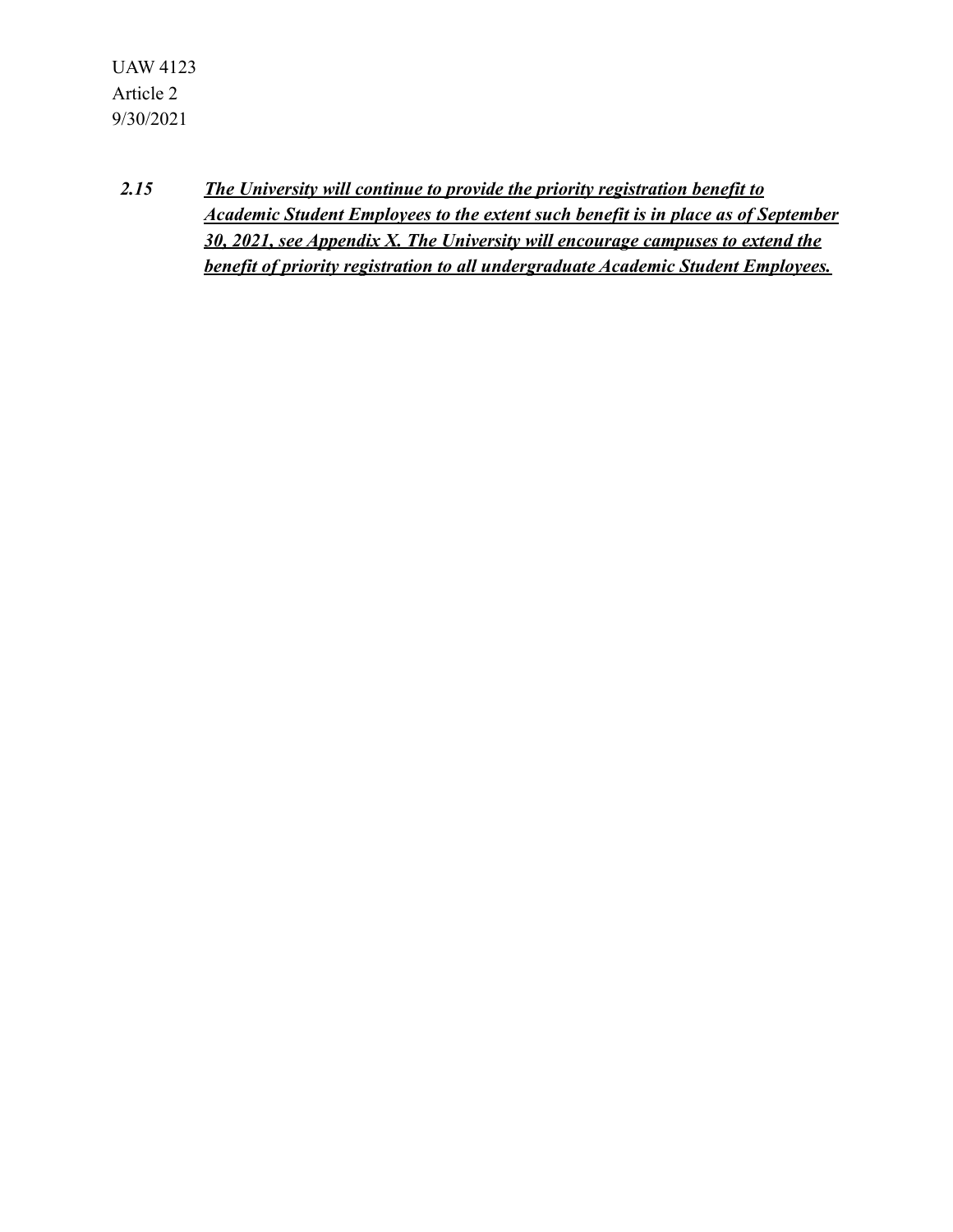***2.15*** ***The University will continue to provide the priority registration benefit to Academic Student Employees to the extent such benefit is in place as of September 30, 2021, see Appendix X. The University will encourage campuses to extend the benefit of priority registration to all undergraduate Academic Student Employees.***